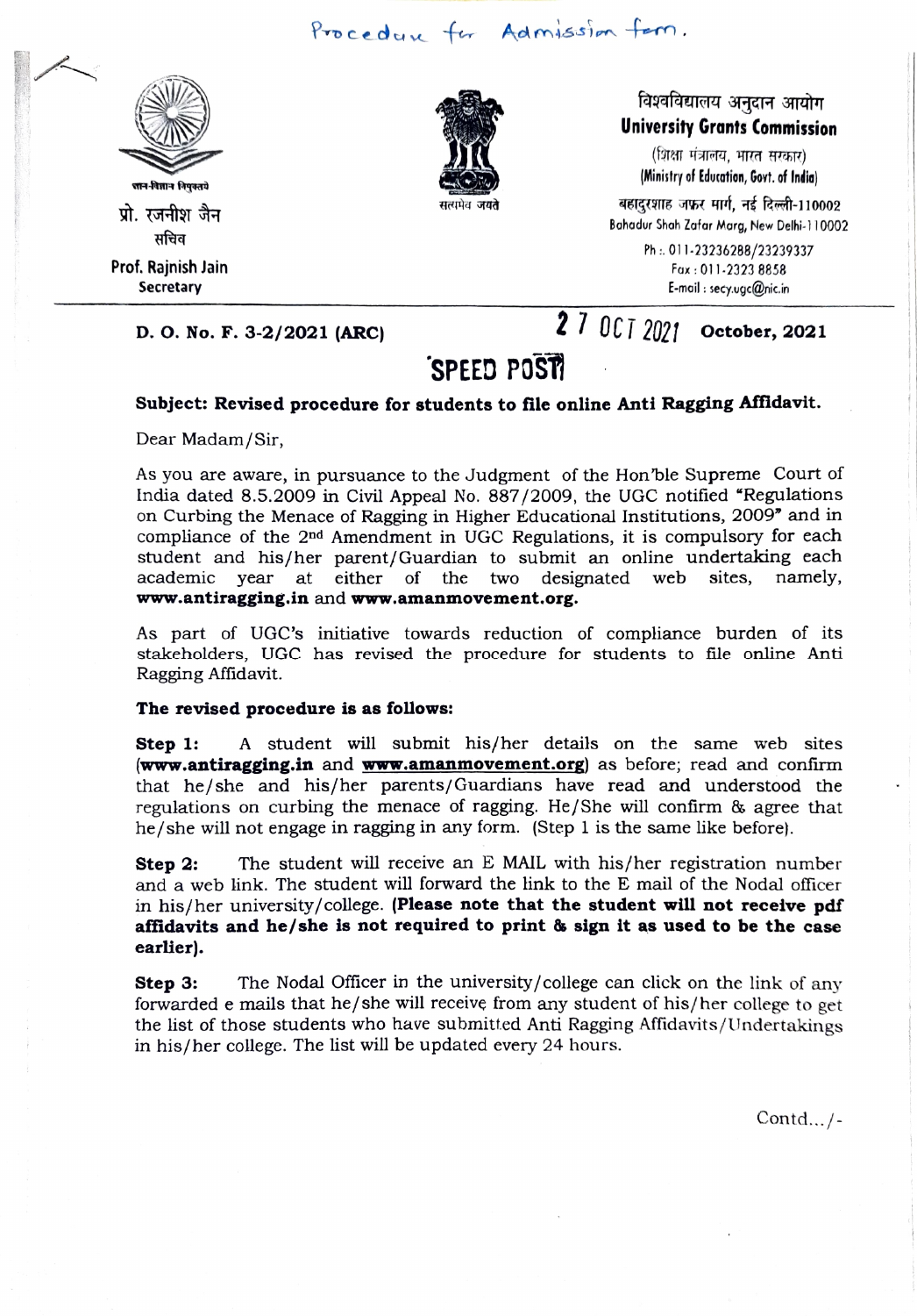Procedure for Admission form.

ज्ञान-विज्ञान विमुक्तये

प्रो. रजनीश जैन
सचिव

**Prof. Rajnish Jain**
**Secretary**

सत्यमेव जयते

विश्वविद्यालय अनुदान आयोग
**University Grants Commission**
(शिक्षा मंत्रालय, भारत सरकार)
**(Ministry of Education, Govt. of India)**
बहादुरशाह जफ़र मार्ग, नई दिल्ली-110002
Bahadur Shah Zafar Marg, New Delhi-110002
Ph.: 011-23236288/23239337
Fax: 011-2323 8858
E-mail: secy.ugc@nic.in

**D. O. No. F. 3-2/2021 (ARC)** 27 OCT 2021 **October, 2021**

**SPEED POST**

**Subject: Revised procedure for students to file online Anti Ragging Affidavit.**

Dear Madam/Sir,

As you are aware, in pursuance to the Judgment of the Hon'ble Supreme Court of India dated 8.5.2009 in Civil Appeal No. 887/2009, the UGC notified "Regulations on Curbing the Menace of Ragging in Higher Educational Institutions, 2009" and in compliance of the 2nd Amendment in UGC Regulations, it is compulsory for each student and his/her parent/Guardian to submit an online undertaking each academic year at either of the two designated web sites, namely, **www.antiragging.in** and **www.amanmovement.org.**

As part of UGC's initiative towards reduction of compliance burden of its stakeholders, UGC has revised the procedure for students to file online Anti Ragging Affidavit.

**The revised procedure is as follows:**

**Step 1:** A student will submit his/her details on the same web sites (**www.antiragging.in** and **www.amanmovement.org**) as before; read and confirm that he/she and his/her parents/Guardians have read and understood the regulations on curbing the menace of ragging. He/She will confirm & agree that he/she will not engage in ragging in any form. (Step 1 is the same like before).

**Step 2:** The student will receive an E MAIL with his/her registration number and a web link. The student will forward the link to the E mail of the Nodal officer in his/her university/college. **(Please note that the student will not receive pdf affidavits and he/she is not required to print & sign it as used to be the case earlier).**

**Step 3:** The Nodal Officer in the university/college can click on the link of any forwarded e mails that he/she will receive from any student of his/her college to get the list of those students who have submitted Anti Ragging Affidavits/Undertakings in his/her college. The list will be updated every 24 hours.

Contd.../-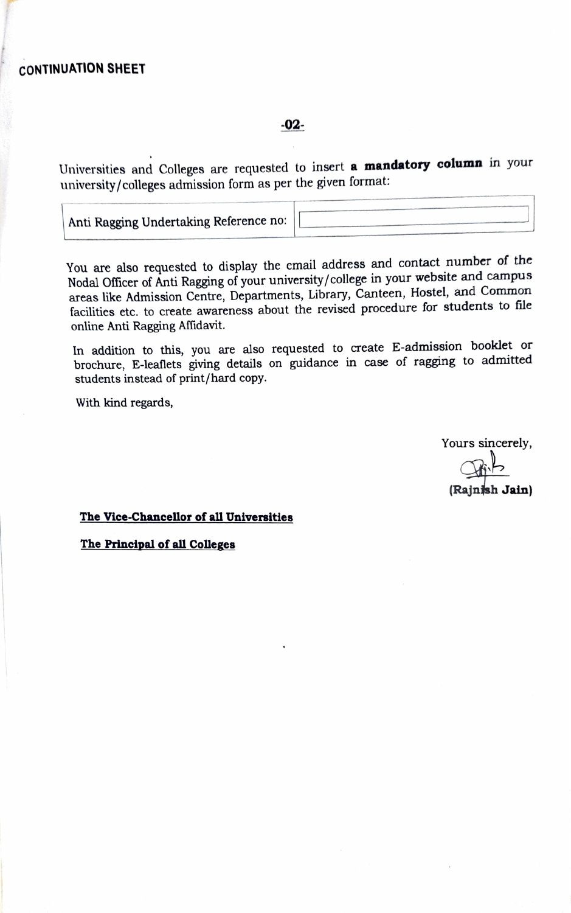CONTINUATION SHEET

-02-

Universities and Colleges are requested to insert **a mandatory column** in your university/colleges admission form as per the given format:

| | |
|---|---|
| Anti Ragging Undertaking Reference no: | |

You are also requested to display the email address and contact number of the Nodal Officer of Anti Ragging of your university/college in your website and campus areas like Admission Centre, Departments, Library, Canteen, Hostel, and Common facilities etc. to create awareness about the revised procedure for students to file online Anti Ragging Affidavit.

In addition to this, you are also requested to create E-admission booklet or brochure, E-leaflets giving details on guidance in case of ragging to admitted students instead of print/hard copy.

With kind regards,

Yours sincerely,

**(Rajnish Jain)**

**The Vice-Chancellor of all Universities**

**The Principal of all Colleges**